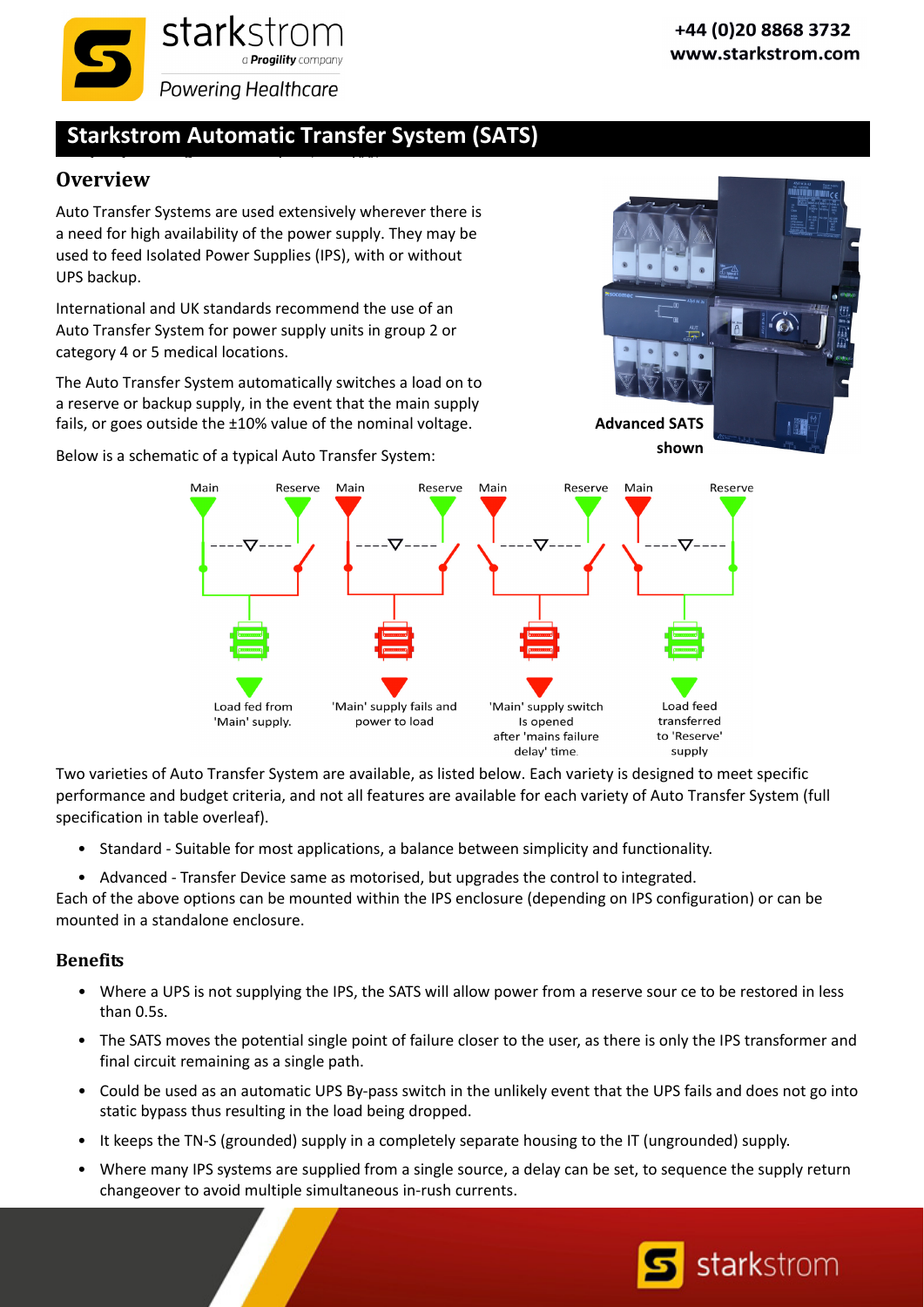# Starkstrom Automatic Transfer System (SATS)

## Overview

Auto Transfer Systems are used extensively wherever there is a need for high availability of the power supply. They may be used to feed Isolated Power Supplies (IPS), with or without UPS backup.

International and UK standards recommend the use of an Auto Transfer System for power supply units in group 2 or category 4 or 5 medical locations.

The Auto Transfer System automatically switches a load on to a reserve or backup supply, in the event that the main supply fails, or goes outside the ±10% value of the nominal voltage.

**Advanced SATS shown**

Below is a schematic of a typical Auto Transfer System:

Main | Reserve — Load fed from 'Main' supply.

Main | Reserve — 'Main' supply fails and power to load

Main | Reserve — 'Main' supply switch Is opened after 'mains failure delay' time.

Main | Reserve — Load feed transferred to 'Reserve' supply

Two varieties of Auto Transfer System are available, as listed below. Each variety is designed to meet specific performance and budget criteria, and not all features are available for each variety of Auto Transfer System (full specification in table overleaf).

- Standard - Suitable for most applications, a balance between simplicity and functionality.
- Advanced - Transfer Device same as motorised, but upgrades the control to integrated.

Each of the above options can be mounted within the IPS enclosure (depending on IPS configuration) or can be mounted in a standalone enclosure.

## Benefits

- Where a UPS is not supplying the IPS, the SATS will allow power from a reserve sour ce to be restored in less than 0.5s.
- The SATS moves the potential single point of failure closer to the user, as there is only the IPS transformer and final circuit remaining as a single path.
- Could be used as an automatic UPS By-pass switch in the unlikely event that the UPS fails and does not go into static bypass thus resulting in the load being dropped.
- It keeps the TN-S (grounded) supply in a completely separate housing to the IT (ungrounded) supply.
- Where many IPS systems are supplied from a single source, a delay can be set, to sequence the supply return changeover to avoid multiple simultaneous in-rush currents.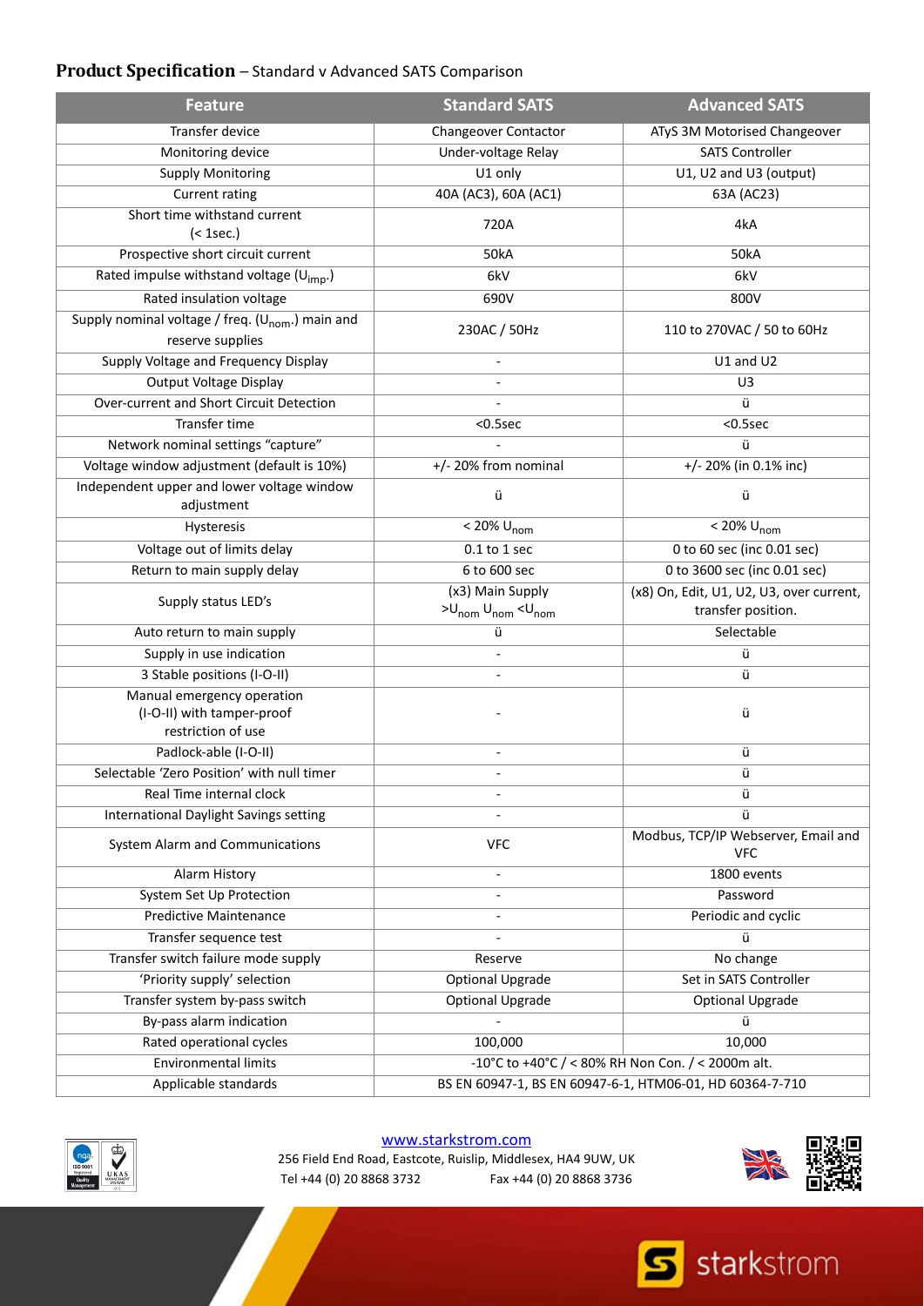## **Product Specification** – Standard v Advanced SATS Comparison

| Feature | Standard SATS | Advanced SATS |
|---|---|---|
| Transfer device | Changeover Contactor | ATyS 3M Motorised Changeover |
| Monitoring device | Under-voltage Relay | SATS Controller |
| Supply Monitoring | U1 only | U1, U2 and U3 (output) |
| Current rating | 40A (AC3), 60A (AC1) | 63A (AC23) |
| Short time withstand current (< 1sec.) | 720A | 4kA |
| Prospective short circuit current | 50kA | 50kA |
| Rated impulse withstand voltage ($U_{imp}$.) | 6kV | 6kV |
| Rated insulation voltage | 690V | 800V |
| Supply nominal voltage / freq. ($U_{nom}$.) main and reserve supplies | 230AC / 50Hz | 110 to 270VAC / 50 to 60Hz |
| Supply Voltage and Frequency Display | - | U1 and U2 |
| Output Voltage Display | - | U3 |
| Over-current and Short Circuit Detection | - | ü |
| Transfer time | <0.5sec | <0.5sec |
| Network nominal settings "capture" | - | ü |
| Voltage window adjustment (default is 10%) | +/- 20% from nominal | +/- 20% (in 0.1% inc) |
| Independent upper and lower voltage window adjustment | ü | ü |
| Hysteresis | < 20% $U_{nom}$ | < 20% $U_{nom}$ |
| Voltage out of limits delay | 0.1 to 1 sec | 0 to 60 sec (inc 0.01 sec) |
| Return to main supply delay | 6 to 600 sec | 0 to 3600 sec (inc 0.01 sec) |
| Supply status LED's | (x3) Main Supply $>U_{nom}$ $U_{nom}$ $<U_{nom}$ | (x8) On, Edit, U1, U2, U3, over current, transfer position. |
| Auto return to main supply | ü | Selectable |
| Supply in use indication | - | ü |
| 3 Stable positions (I-O-II) | - | ü |
| Manual emergency operation (I-O-II) with tamper-proof restriction of use | - | ü |
| Padlock-able (I-O-II) | - | ü |
| Selectable 'Zero Position' with null timer | - | ü |
| Real Time internal clock | - | ü |
| International Daylight Savings setting | - | ü |
| System Alarm and Communications | VFC | Modbus, TCP/IP Webserver, Email and VFC |
| Alarm History | - | 1800 events |
| System Set Up Protection | - | Password |
| Predictive Maintenance | - | Periodic and cyclic |
| Transfer sequence test | - | ü |
| Transfer switch failure mode supply | Reserve | No change |
| 'Priority supply' selection | Optional Upgrade | Set in SATS Controller |
| Transfer system by-pass switch | Optional Upgrade | Optional Upgrade |
| By-pass alarm indication | - | ü |
| Rated operational cycles | 100,000 | 10,000 |
| Environmental limits | -10°C to +40°C / < 80% RH Non Con. / < 2000m alt. | |
| Applicable standards | BS EN 60947-1, BS EN 60947-6-1, HTM06-01, HD 60364-7-710 | |

www.starkstrom.com
256 Field End Road, Eastcote, Ruislip, Middlesex, HA4 9UW, UK
Tel +44 (0) 20 8868 3732 Fax +44 (0) 20 8868 3736

starkstrom